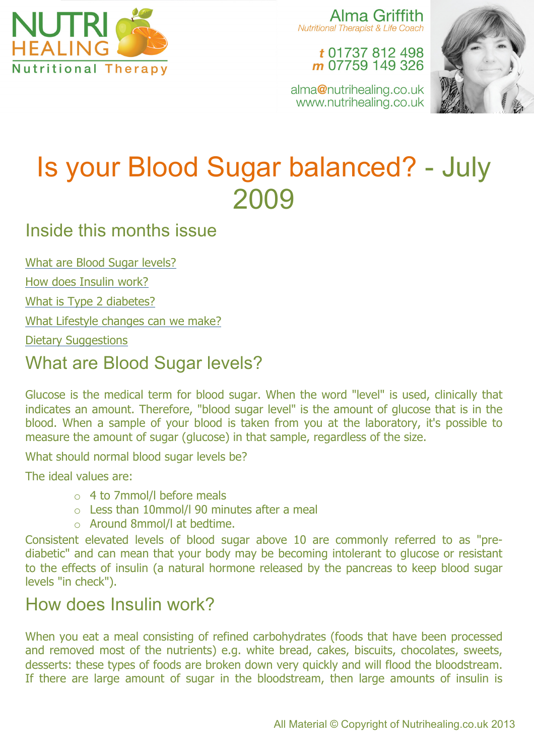NUTRI HEALING
Nutritional Therapy

Alma Griffith
*Nutritional Therapist & Life Coach*

*t* 01737 812 498
*m* 07759 149 326

alma@nutrihealing.co.uk
www.nutrihealing.co.uk

# Is your Blood Sugar balanced? - July 2009

## Inside this months issue

[What are Blood Sugar levels?](#)

[How does Insulin work?](#)

[What is Type 2 diabetes?](#)

[What Lifestyle changes can we make?](#)

[Dietary Suggestions](#)

## What are Blood Sugar levels?

Glucose is the medical term for blood sugar. When the word "level" is used, clinically that indicates an amount. Therefore, "blood sugar level" is the amount of glucose that is in the blood. When a sample of your blood is taken from you at the laboratory, it's possible to measure the amount of sugar (glucose) in that sample, regardless of the size.

What should normal blood sugar levels be?

The ideal values are:

- 4 to 7mmol/l before meals
- Less than 10mmol/l 90 minutes after a meal
- Around 8mmol/l at bedtime.

Consistent elevated levels of blood sugar above 10 are commonly referred to as "pre-diabetic" and can mean that your body may be becoming intolerant to glucose or resistant to the effects of insulin (a natural hormone released by the pancreas to keep blood sugar levels "in check").

## How does Insulin work?

When you eat a meal consisting of refined carbohydrates (foods that have been processed and removed most of the nutrients) e.g. white bread, cakes, biscuits, chocolates, sweets, desserts: these types of foods are broken down very quickly and will flood the bloodstream. If there are large amount of sugar in the bloodstream, then large amounts of insulin is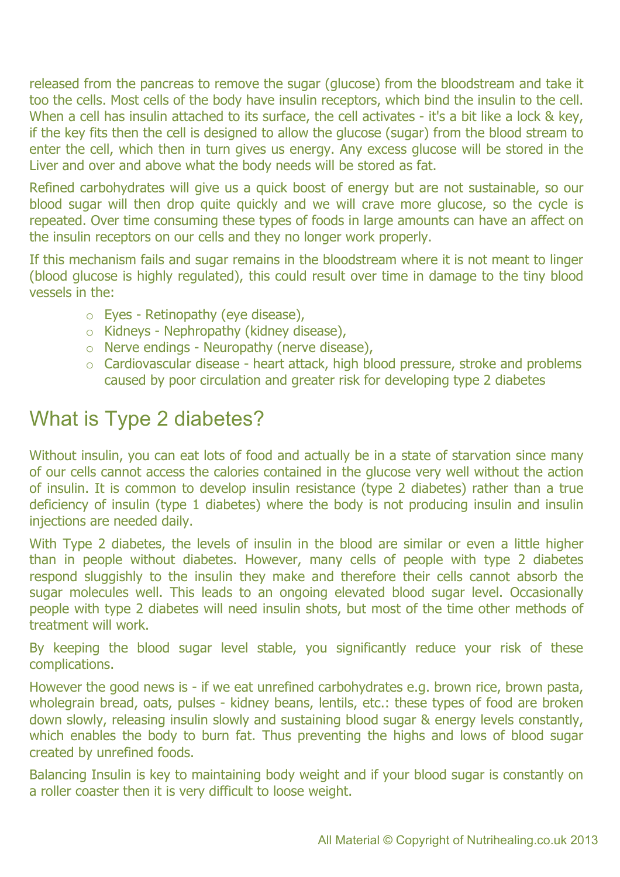released from the pancreas to remove the sugar (glucose) from the bloodstream and take it too the cells. Most cells of the body have insulin receptors, which bind the insulin to the cell. When a cell has insulin attached to its surface, the cell activates - it's a bit like a lock & key, if the key fits then the cell is designed to allow the glucose (sugar) from the blood stream to enter the cell, which then in turn gives us energy. Any excess glucose will be stored in the Liver and over and above what the body needs will be stored as fat.

Refined carbohydrates will give us a quick boost of energy but are not sustainable, so our blood sugar will then drop quite quickly and we will crave more glucose, so the cycle is repeated. Over time consuming these types of foods in large amounts can have an affect on the insulin receptors on our cells and they no longer work properly.

If this mechanism fails and sugar remains in the bloodstream where it is not meant to linger (blood glucose is highly regulated), this could result over time in damage to the tiny blood vessels in the:

- Eyes - Retinopathy (eye disease),
- Kidneys - Nephropathy (kidney disease),
- Nerve endings - Neuropathy (nerve disease),
- Cardiovascular disease - heart attack, high blood pressure, stroke and problems caused by poor circulation and greater risk for developing type 2 diabetes

## What is Type 2 diabetes?

Without insulin, you can eat lots of food and actually be in a state of starvation since many of our cells cannot access the calories contained in the glucose very well without the action of insulin. It is common to develop insulin resistance (type 2 diabetes) rather than a true deficiency of insulin (type 1 diabetes) where the body is not producing insulin and insulin injections are needed daily.

With Type 2 diabetes, the levels of insulin in the blood are similar or even a little higher than in people without diabetes. However, many cells of people with type 2 diabetes respond sluggishly to the insulin they make and therefore their cells cannot absorb the sugar molecules well. This leads to an ongoing elevated blood sugar level. Occasionally people with type 2 diabetes will need insulin shots, but most of the time other methods of treatment will work.

By keeping the blood sugar level stable, you significantly reduce your risk of these complications.

However the good news is - if we eat unrefined carbohydrates e.g. brown rice, brown pasta, wholegrain bread, oats, pulses - kidney beans, lentils, etc.: these types of food are broken down slowly, releasing insulin slowly and sustaining blood sugar & energy levels constantly, which enables the body to burn fat. Thus preventing the highs and lows of blood sugar created by unrefined foods.

Balancing Insulin is key to maintaining body weight and if your blood sugar is constantly on a roller coaster then it is very difficult to loose weight.

All Material © Copyright of Nutrihealing.co.uk 2013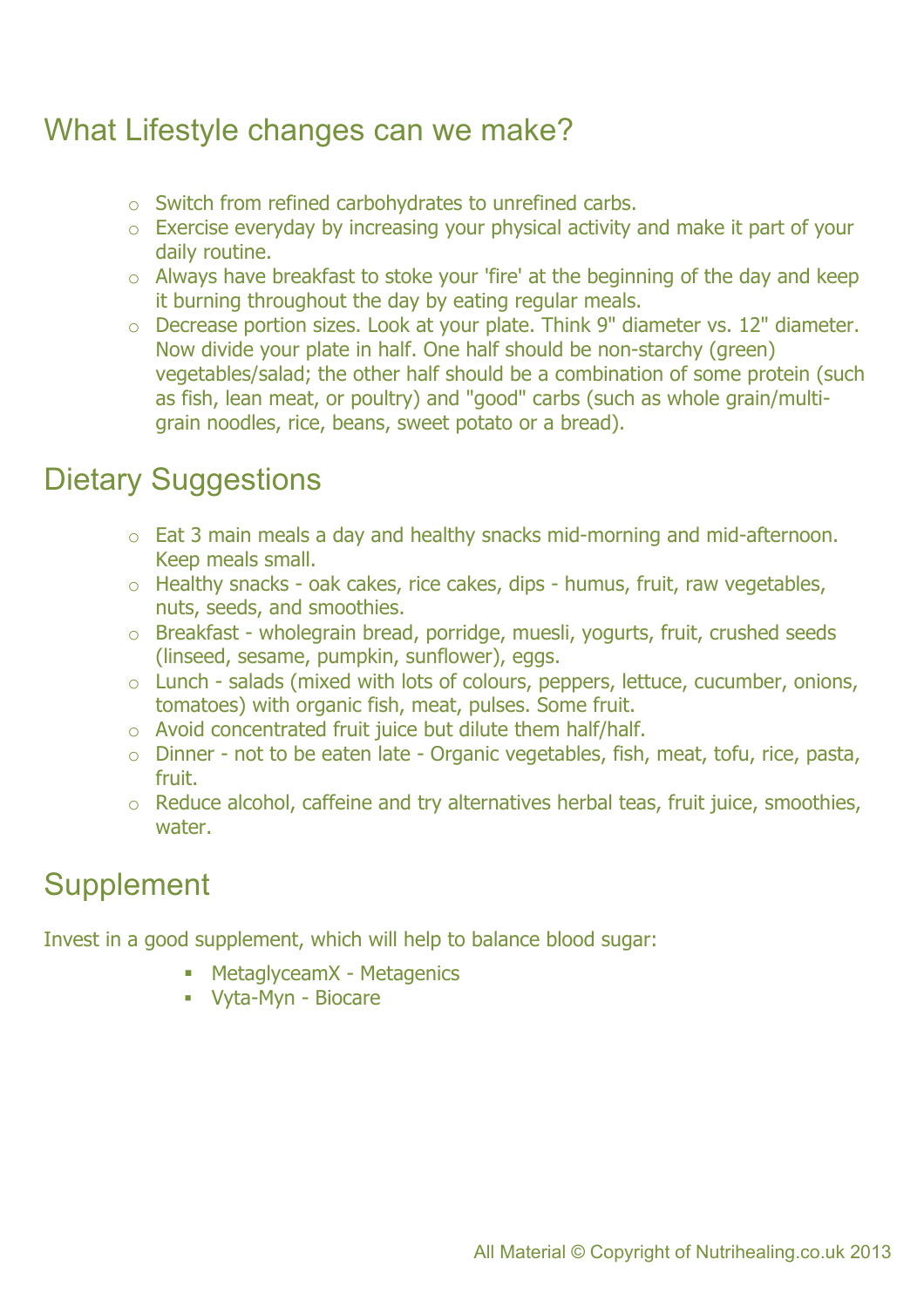## What Lifestyle changes can we make?

- Switch from refined carbohydrates to unrefined carbs.
- Exercise everyday by increasing your physical activity and make it part of your daily routine.
- Always have breakfast to stoke your 'fire' at the beginning of the day and keep it burning throughout the day by eating regular meals.
- Decrease portion sizes. Look at your plate. Think 9" diameter vs. 12" diameter. Now divide your plate in half. One half should be non-starchy (green) vegetables/salad; the other half should be a combination of some protein (such as fish, lean meat, or poultry) and "good" carbs (such as whole grain/multi-grain noodles, rice, beans, sweet potato or a bread).

## Dietary Suggestions

- Eat 3 main meals a day and healthy snacks mid-morning and mid-afternoon. Keep meals small.
- Healthy snacks - oak cakes, rice cakes, dips - humus, fruit, raw vegetables, nuts, seeds, and smoothies.
- Breakfast - wholegrain bread, porridge, muesli, yogurts, fruit, crushed seeds (linseed, sesame, pumpkin, sunflower), eggs.
- Lunch - salads (mixed with lots of colours, peppers, lettuce, cucumber, onions, tomatoes) with organic fish, meat, pulses. Some fruit.
- Avoid concentrated fruit juice but dilute them half/half.
- Dinner - not to be eaten late - Organic vegetables, fish, meat, tofu, rice, pasta, fruit.
- Reduce alcohol, caffeine and try alternatives herbal teas, fruit juice, smoothies, water.

## Supplement

Invest in a good supplement, which will help to balance blood sugar:

- MetaglyceamX - Metagenics
- Vyta-Myn - Biocare

All Material © Copyright of Nutrihealing.co.uk 2013